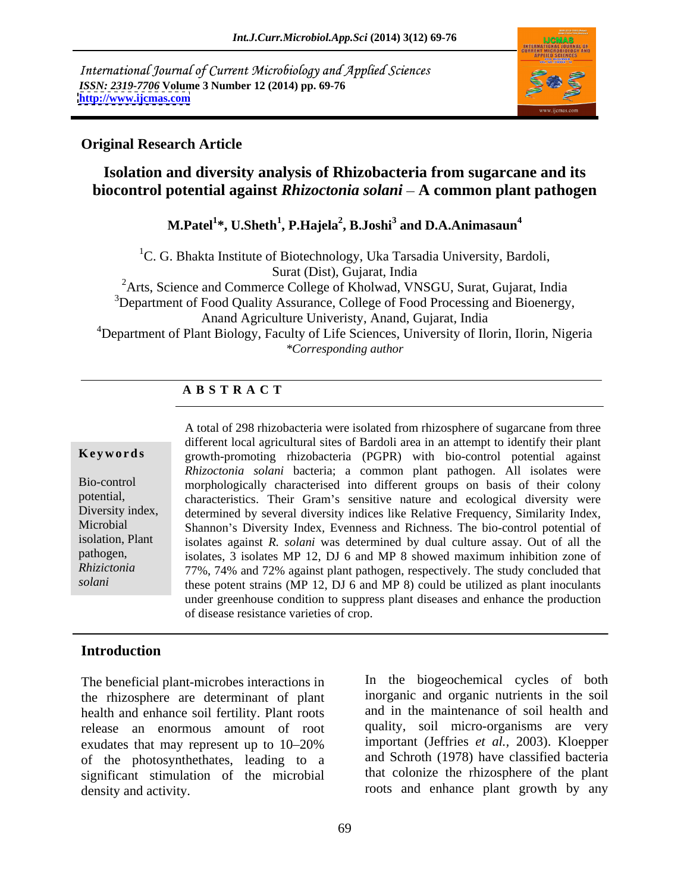International Journal of Current Microbiology and Applied Sciences
*ISSN: 2319-7706* **Volume 3 Number 12 (2014) pp. 69-76**
**http://www.ijcmas.com**

**Original Research Article**

# Isolation and diversity analysis of Rhizobacteria from sugarcane and its biocontrol potential against *Rhizoctonia solani* – A common plant pathogen

**M.Patel[1]\*, U.Sheth[1], P.Hajela[2], B.Joshi[3] and D.A.Animasaun[4]**

[1]C. G. Bhakta Institute of Biotechnology, Uka Tarsadia University, Bardoli, Surat (Dist), Gujarat, India

[2]Arts, Science and Commerce College of Kholwad, VNSGU, Surat, Gujarat, India

[3]Department of Food Quality Assurance, College of Food Processing and Bioenergy, Anand Agriculture Univeristy, Anand, Gujarat, India

[4]Department of Plant Biology, Faculty of Life Sciences, University of Ilorin, Ilorin, Nigeria

*\*Corresponding author*

## A B S T R A C T

**Keywords**

Bio-control potential, Diversity index, Microbial isolation, Plant pathogen, *Rhizictonia solani*

A total of 298 rhizobacteria were isolated from rhizosphere of sugarcane from three different local agricultural sites of Bardoli area in an attempt to identify their plant growth-promoting rhizobacteria (PGPR) with bio-control potential against *Rhizoctonia solani* bacteria; a common plant pathogen. All isolates were morphologically characterised into different groups on basis of their colony characteristics. Their Gram's sensitive nature and ecological diversity were determined by several diversity indices like Relative Frequency, Similarity Index, Shannon's Diversity Index, Evenness and Richness. The bio-control potential of isolates against *R. solani* was determined by dual culture assay. Out of all the isolates, 3 isolates MP 12, DJ 6 and MP 8 showed maximum inhibition zone of 77%, 74% and 72% against plant pathogen, respectively. The study concluded that these potent strains (MP 12, DJ 6 and MP 8) could be utilized as plant inoculants under greenhouse condition to suppress plant diseases and enhance the production of disease resistance varieties of crop.

## Introduction

The beneficial plant-microbes interactions in the rhizosphere are determinant of plant health and enhance soil fertility. Plant roots release an enormous amount of root exudates that may represent up to 10–20% of the photosynthethates, leading to a significant stimulation of the microbial density and activity.

In the biogeochemical cycles of both inorganic and organic nutrients in the soil and in the maintenance of soil health and quality, soil micro-organisms are very important (Jeffries *et al.,* 2003). Kloepper and Schroth (1978) have classified bacteria that colonize the rhizosphere of the plant roots and enhance plant growth by any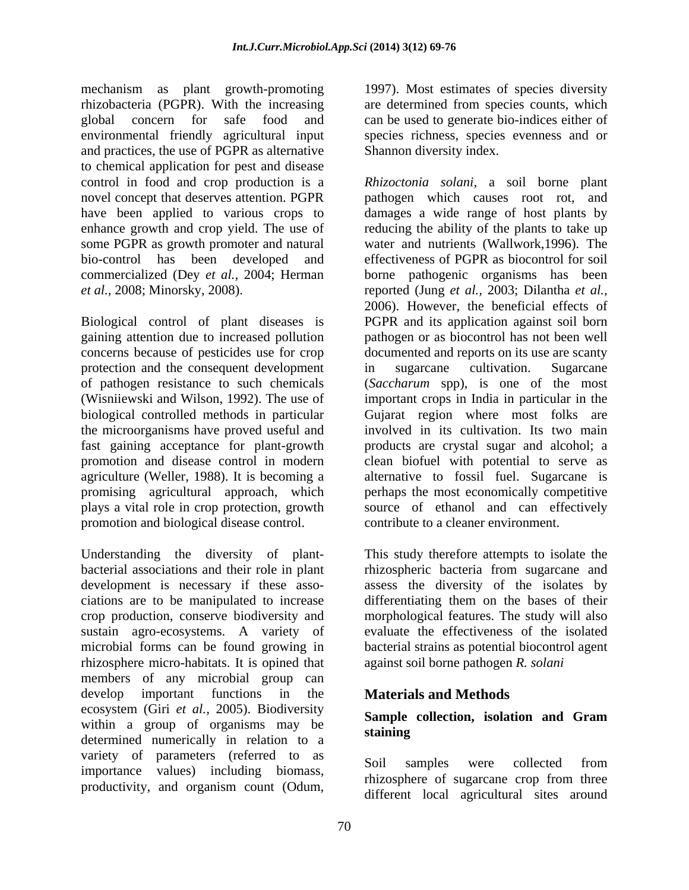mechanism as plant growth-promoting rhizobacteria (PGPR). With the increasing global concern for safe food and environmental friendly agricultural input and practices, the use of PGPR as alternative to chemical application for pest and disease control in food and crop production is a novel concept that deserves attention. PGPR have been applied to various crops to enhance growth and crop yield. The use of some PGPR as growth promoter and natural bio-control has been developed and commercialized (Dey *et al.,* 2004; Herman *et al.,* 2008; Minorsky, 2008).

Biological control of plant diseases is gaining attention due to increased pollution concerns because of pesticides use for crop protection and the consequent development of pathogen resistance to such chemicals (Wisniiewski and Wilson, 1992). The use of biological controlled methods in particular the microorganisms have proved useful and fast gaining acceptance for plant-growth promotion and disease control in modern agriculture (Weller, 1988). It is becoming a promising agricultural approach, which plays a vital role in crop protection, growth promotion and biological disease control.

Understanding the diversity of plant-bacterial associations and their role in plant development is necessary if these associations are to be manipulated to increase crop production, conserve biodiversity and sustain agro-ecosystems. A variety of microbial forms can be found growing in rhizosphere micro-habitats. It is opined that members of any microbial group can develop important functions in the ecosystem (Giri *et al.,* 2005). Biodiversity within a group of organisms may be determined numerically in relation to a variety of parameters (referred to as importance values) including biomass, productivity, and organism count (Odum, 1997). Most estimates of species diversity are determined from species counts, which can be used to generate bio-indices either of species richness, species evenness and or Shannon diversity index.

*Rhizoctonia solani*, a soil borne plant pathogen which causes root rot, and damages a wide range of host plants by reducing the ability of the plants to take up water and nutrients (Wallwork,1996). The effectiveness of PGPR as biocontrol for soil borne pathogenic organisms has been reported (Jung *et al.,* 2003; Dilantha *et al.,* 2006). However, the beneficial effects of PGPR and its application against soil born pathogen or as biocontrol has not been well documented and reports on its use are scanty in sugarcane cultivation. Sugarcane (*Saccharum* spp), is one of the most important crops in India in particular in the Gujarat region where most folks are involved in its cultivation. Its two main products are crystal sugar and alcohol; a clean biofuel with potential to serve as alternative to fossil fuel. Sugarcane is perhaps the most economically competitive source of ethanol and can effectively contribute to a cleaner environment.

This study therefore attempts to isolate the rhizospheric bacteria from sugarcane and assess the diversity of the isolates by differentiating them on the bases of their morphological features. The study will also evaluate the effectiveness of the isolated bacterial strains as potential biocontrol agent against soil borne pathogen *R. solani*

## Materials and Methods

### Sample collection, isolation and Gram staining

Soil samples were collected from rhizosphere of sugarcane crop from three different local agricultural sites around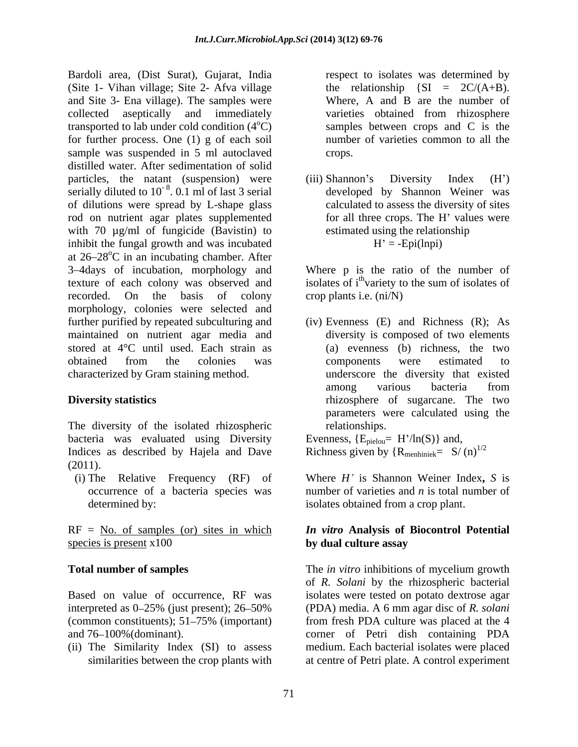Bardoli area, (Dist Surat), Gujarat, India (Site 1- Vihan village; Site 2- Afva village and Site 3- Ena village). The samples were collected aseptically and immediately transported to lab under cold condition ($4^oC$) for further process. One (1) g of each soil sample was suspended in 5 ml autoclaved distilled water. After sedimentation of solid particles, the natant (suspension) were serially diluted to $10^{-8}$. 0.1 ml of last 3 serial of dilutions were spread by L-shape glass rod on nutrient agar plates supplemented with 70 µg/ml of fungicide (Bavistin) to inhibit the fungal growth and was incubated at $26–28^oC$ in an incubating chamber. After 3–4days of incubation, morphology and texture of each colony was observed and recorded. On the basis of colony morphology, colonies were selected and further purified by repeated subculturing and maintained on nutrient agar media and stored at 4°C until used. Each strain as obtained from the colonies was characterized by Gram staining method.

## Diversity statistics

The diversity of the isolated rhizospheric bacteria was evaluated using Diversity Indices as described by Hajela and Dave (2011).

(i) The Relative Frequency (RF) of occurrence of a bacteria species was determined by:

$$RF = \frac{\text{No. of samples (or) sites in which species is present}}{\text{Total number of samples}} \times 100$$

Based on value of occurrence, RF was interpreted as 0–25% (just present); 26–50% (common constituents); 51–75% (important) and 76–100%(dominant).

(ii) The Similarity Index (SI) to assess similarities between the crop plants with respect to isolates was determined by the relationship {SI = 2C/(A+B). Where, A and B are the number of varieties obtained from rhizosphere samples between crops and C is the number of varieties common to all the crops.

(iii) Shannon's Diversity Index (H') developed by Shannon Weiner was calculated to assess the diversity of sites for all three crops. The H' values were estimated using the relationship

$$H' = -Epi(lnpi)$$

Where p is the ratio of the number of isolates of $i^{th}$variety to the sum of isolates of crop plants i.e. (ni/N)

(iv) Evenness (E) and Richness (R); As diversity is composed of two elements (a) evenness (b) richness, the two components were estimated to underscore the diversity that existed among various bacteria from rhizosphere of sugarcane. The two parameters were calculated using the relationships.

Evenness, $\{E_{pielou} = H'/\ln(S)\}$ and,
Richness given by $\{R_{menhiniek} = S/(n)^{1/2}$

Where *H'* is Shannon Weiner Index**,** *S* is number of varieties and *n* is total number of isolates obtained from a crop plant.

## *In vitro* Analysis of Biocontrol Potential by dual culture assay

The *in vitro* inhibitions of mycelium growth of *R. Solani* by the rhizospheric bacterial isolates were tested on potato dextrose agar (PDA) media. A 6 mm agar disc of *R. solani* from fresh PDA culture was placed at the 4 corner of Petri dish containing PDA medium. Each bacterial isolates were placed at centre of Petri plate. A control experiment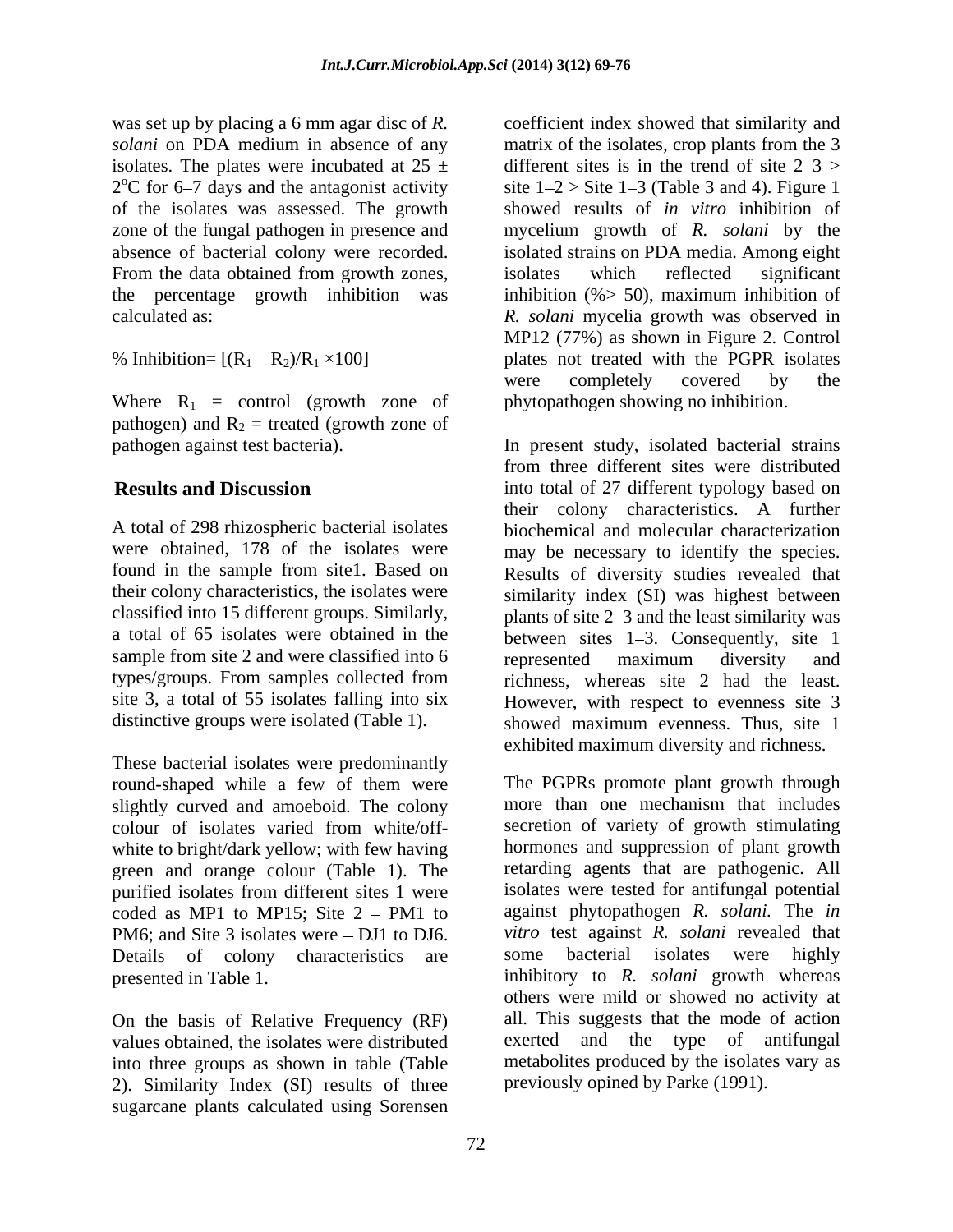was set up by placing a 6 mm agar disc of *R. solani* on PDA medium in absence of any isolates. The plates were incubated at 25 ± 2°C for 6–7 days and the antagonist activity of the isolates was assessed. The growth zone of the fungal pathogen in presence and absence of bacterial colony were recorded. From the data obtained from growth zones, the percentage growth inhibition was calculated as:

% Inhibition= $[(R_1 - R_2)/R_1 \times 100]$

Where $R_1$ = control (growth zone of pathogen) and $R_2$ = treated (growth zone of pathogen against test bacteria).

## Results and Discussion

A total of 298 rhizospheric bacterial isolates were obtained, 178 of the isolates were found in the sample from site1. Based on their colony characteristics, the isolates were classified into 15 different groups. Similarly, a total of 65 isolates were obtained in the sample from site 2 and were classified into 6 types/groups. From samples collected from site 3, a total of 55 isolates falling into six distinctive groups were isolated (Table 1).

These bacterial isolates were predominantly round-shaped while a few of them were slightly curved and amoeboid. The colony colour of isolates varied from white/off-white to bright/dark yellow; with few having green and orange colour (Table 1). The purified isolates from different sites 1 were coded as MP1 to MP15; Site 2 – PM1 to PM6; and Site 3 isolates were – DJ1 to DJ6. Details of colony characteristics are presented in Table 1.

On the basis of Relative Frequency (RF) values obtained, the isolates were distributed into three groups as shown in table (Table 2). Similarity Index (SI) results of three sugarcane plants calculated using Sorensen coefficient index showed that similarity and matrix of the isolates, crop plants from the 3 different sites is in the trend of site 2–3 > site 1–2 > Site 1–3 (Table 3 and 4). Figure 1 showed results of *in vitro* inhibition of mycelium growth of *R. solani* by the isolated strains on PDA media. Among eight isolates which reflected significant inhibition (%> 50), maximum inhibition of *R. solani* mycelia growth was observed in MP12 (77%) as shown in Figure 2. Control plates not treated with the PGPR isolates were completely covered by the phytopathogen showing no inhibition.

In present study, isolated bacterial strains from three different sites were distributed into total of 27 different typology based on their colony characteristics. A further biochemical and molecular characterization may be necessary to identify the species. Results of diversity studies revealed that similarity index (SI) was highest between plants of site 2–3 and the least similarity was between sites 1–3. Consequently, site 1 represented maximum diversity and richness, whereas site 2 had the least. However, with respect to evenness site 3 showed maximum evenness. Thus, site 1 exhibited maximum diversity and richness.

The PGPRs promote plant growth through more than one mechanism that includes secretion of variety of growth stimulating hormones and suppression of plant growth retarding agents that are pathogenic. All isolates were tested for antifungal potential against phytopathogen *R. solani.* The *in vitro* test against *R. solani* revealed that some bacterial isolates were highly inhibitory to *R. solani* growth whereas others were mild or showed no activity at all. This suggests that the mode of action exerted and the type of antifungal metabolites produced by the isolates vary as previously opined by Parke (1991).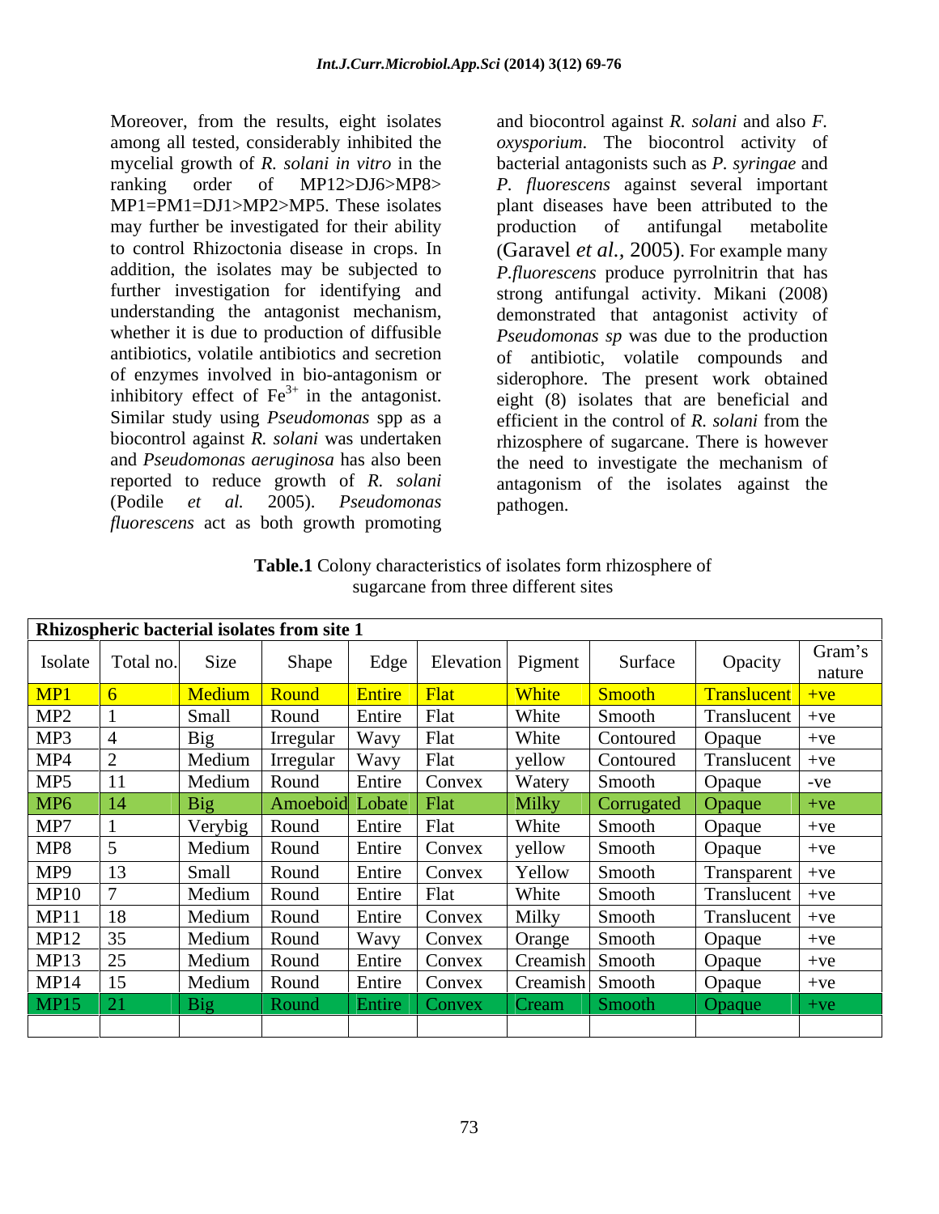Moreover, from the results, eight isolates among all tested, considerably inhibited the mycelial growth of *R. solani in vitro* in the ranking order of MP12>DJ6>MP8> MP1=PM1=DJ1>MP2>MP5. These isolates may further be investigated for their ability to control Rhizoctonia disease in crops. In addition, the isolates may be subjected to further investigation for identifying and understanding the antagonist mechanism, whether it is due to production of diffusible antibiotics, volatile antibiotics and secretion of enzymes involved in bio-antagonism or inhibitory effect of $Fe^{3+}$ in the antagonist. Similar study using *Pseudomonas* spp as a biocontrol against *R. solani* was undertaken and *Pseudomonas aeruginosa* has also been reported to reduce growth of *R. solani* (Podile *et al.* 2005). *Pseudomonas fluorescens* act as both growth promoting and biocontrol against *R. solani* and also *F. oxysporium*. The biocontrol activity of bacterial antagonists such as *P. syringae* and *P. fluorescens* against several important plant diseases have been attributed to the production of antifungal metabolite (Garavel *et al.,* 2005). For example many *P.fluorescens* produce pyrrolnitrin that has strong antifungal activity. Mikani (2008) demonstrated that antagonist activity of *Pseudomonas sp* was due to the production of antibiotic, volatile compounds and siderophore. The present work obtained eight (8) isolates that are beneficial and efficient in the control of *R. solani* from the rhizosphere of sugarcane. There is however the need to investigate the mechanism of antagonism of the isolates against the pathogen.

**Table.1** Colony characteristics of isolates form rhizosphere of sugarcane from three different sites

| **Rhizospheric bacterial isolates from site 1** | | | | | | | | | |
|---|---|---|---|---|---|---|---|---|---|
| Isolate | Total no. | Size | Shape | Edge | Elevation | Pigment | Surface | Opacity | Gram's nature |
| MP1 | 6 | Medium | Round | Entire | Flat | White | Smooth | Translucent | +ve |
| MP2 | 1 | Small | Round | Entire | Flat | White | Smooth | Translucent | +ve |
| MP3 | 4 | Big | Irregular | Wavy | Flat | White | Contoured | Opaque | +ve |
| MP4 | 2 | Medium | Irregular | Wavy | Flat | yellow | Contoured | Translucent | +ve |
| MP5 | 11 | Medium | Round | Entire | Convex | Watery | Smooth | Opaque | -ve |
| MP6 | 14 | Big | Amoeboid | Lobate | Flat | Milky | Corrugated | Opaque | +ve |
| MP7 | 1 | Verybig | Round | Entire | Flat | White | Smooth | Opaque | +ve |
| MP8 | 5 | Medium | Round | Entire | Convex | yellow | Smooth | Opaque | +ve |
| MP9 | 13 | Small | Round | Entire | Convex | Yellow | Smooth | Transparent | +ve |
| MP10 | 7 | Medium | Round | Entire | Flat | White | Smooth | Translucent | +ve |
| MP11 | 18 | Medium | Round | Entire | Convex | Milky | Smooth | Translucent | +ve |
| MP12 | 35 | Medium | Round | Wavy | Convex | Orange | Smooth | Opaque | +ve |
| MP13 | 25 | Medium | Round | Entire | Convex | Creamish | Smooth | Opaque | +ve |
| MP14 | 15 | Medium | Round | Entire | Convex | Creamish | Smooth | Opaque | +ve |
| MP15 | 21 | Big | Round | Entire | Convex | Cream | Smooth | Opaque | +ve |
| | | | | | | | | | |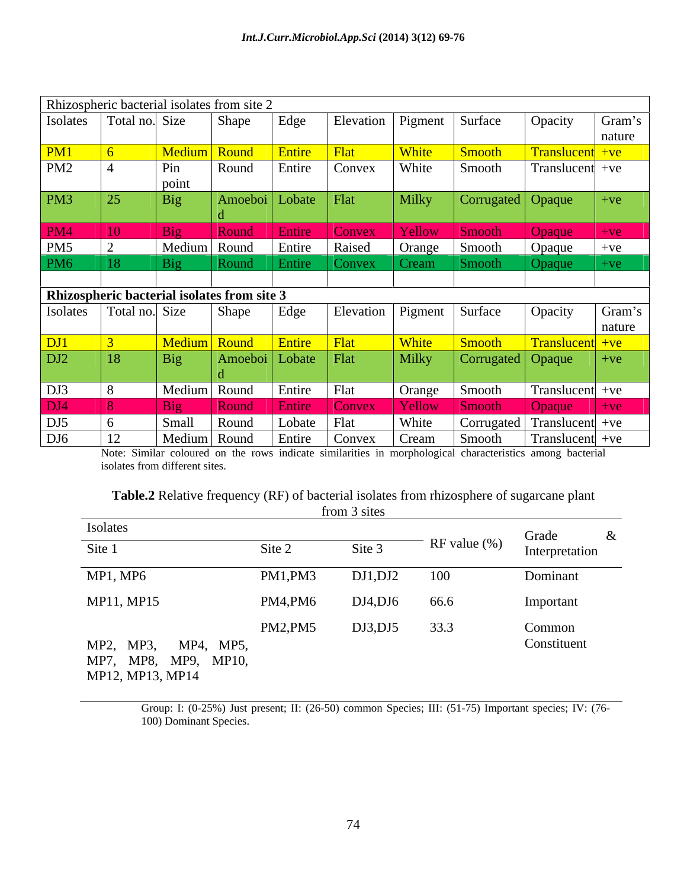| Rhizospheric bacterial isolates from site 2 | | | | | | | | | |
|---|---|---|---|---|---|---|---|---|---|
| Isolates | Total no. | Size | Shape | Edge | Elevation | Pigment | Surface | Opacity | Gram's nature |
| PM1 | 6 | Medium | Round | Entire | Flat | White | Smooth | Translucent | +ve |
| PM2 | 4 | Pin point | Round | Entire | Convex | White | Smooth | Translucent | +ve |
| PM3 | 25 | Big | Amoeboid | Lobate | Flat | Milky | Corrugated | Opaque | +ve |
| PM4 | 10 | Big | Round | Entire | Convex | Yellow | Smooth | Opaque | +ve |
| PM5 | 2 | Medium | Round | Entire | Raised | Orange | Smooth | Opaque | +ve |
| PM6 | 18 | Big | Round | Entire | Convex | Cream | Smooth | Opaque | +ve |
| | | | | | | | | | |
| **Rhizospheric bacterial isolates from site 3** | | | | | | | | | |
| Isolates | Total no. | Size | Shape | Edge | Elevation | Pigment | Surface | Opacity | Gram's nature |
| DJ1 | 3 | Medium | Round | Entire | Flat | White | Smooth | Translucent | +ve |
| DJ2 | 18 | Big | Amoeboid | Lobate | Flat | Milky | Corrugated | Opaque | +ve |
| DJ3 | 8 | Medium | Round | Entire | Flat | Orange | Smooth | Translucent | +ve |
| DJ4 | 8 | Big | Round | Entire | Convex | Yellow | Smooth | Opaque | +ve |
| DJ5 | 6 | Small | Round | Lobate | Flat | White | Corrugated | Translucent | +ve |
| DJ6 | 12 | Medium | Round | Entire | Convex | Cream | Smooth | Translucent | +ve |

Note: Similar coloured on the rows indicate similarities in morphological characteristics among bacterial isolates from different sites.

**Table.2** Relative frequency (RF) of bacterial isolates from rhizosphere of sugarcane plant from 3 sites

| Isolates | | | RF value (%) | Grade & Interpretation |
|---|---|---|---|---|
| Site 1 | Site 2 | Site 3 | | |
| MP1, MP6 | PM1,PM3 | DJ1,DJ2 | 100 | Dominant |
| MP11, MP15 | PM4,PM6 | DJ4,DJ6 | 66.6 | Important |
| MP2, MP3, MP4, MP5, MP7, MP8, MP9, MP10, MP12, MP13, MP14 | PM2,PM5 | DJ3,DJ5 | 33.3 | Common Constituent |

Group: I: (0-25%) Just present; II: (26-50) common Species; III: (51-75) Important species; IV: (76-100) Dominant Species.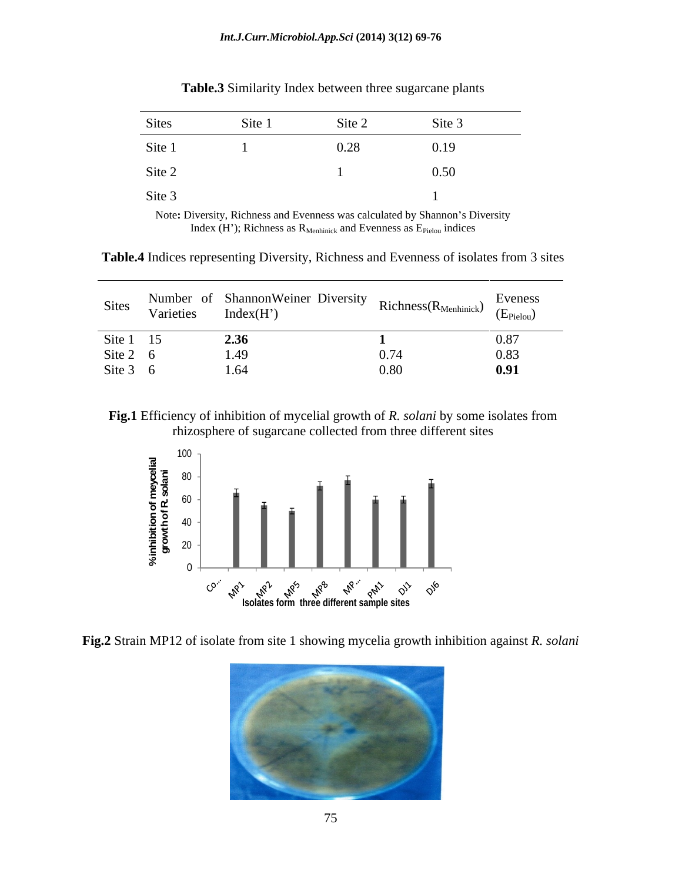**Table.3** Similarity Index between three sugarcane plants

| Sites | Site 1 | Site 2 | Site 3 |
|---|---|---|---|
| Site 1 | 1 | 0.28 | 0.19 |
| Site 2 | | 1 | 0.50 |
| Site 3 | | | 1 |

Note: Diversity, Richness and Evenness was calculated by Shannon's Diversity Index (H'); Richness as $R_{Menhinick}$ and Evenness as $E_{Pielou}$ indices

**Table.4** Indices representing Diversity, Richness and Evenness of isolates from 3 sites

| Sites | Number of Varieties | ShannonWeiner Diversity Index(H') | Richness($R_{Menhinick}$) | Eveness ($E_{Pielou}$) |
|---|---|---|---|---|
| Site 1 | 15 | **2.36** | **1** | 0.87 |
| Site 2 | 6 | 1.49 | 0.74 | 0.83 |
| Site 3 | 6 | 1.64 | 0.80 | **0.91** |

**Fig.1** Efficiency of inhibition of mycelial growth of *R. solani* by some isolates from rhizosphere of sugarcane collected from three different sites

%inhibition of meycelial growth of R. solani

100
80
60
40
20
0

Co... MP1 MP2 MP5 MP8 MP... PM1 DJ1 DJ6

Isolates form three different sample sites

**Fig.2** Strain MP12 of isolate from site 1 showing mycelia growth inhibition against *R. solani*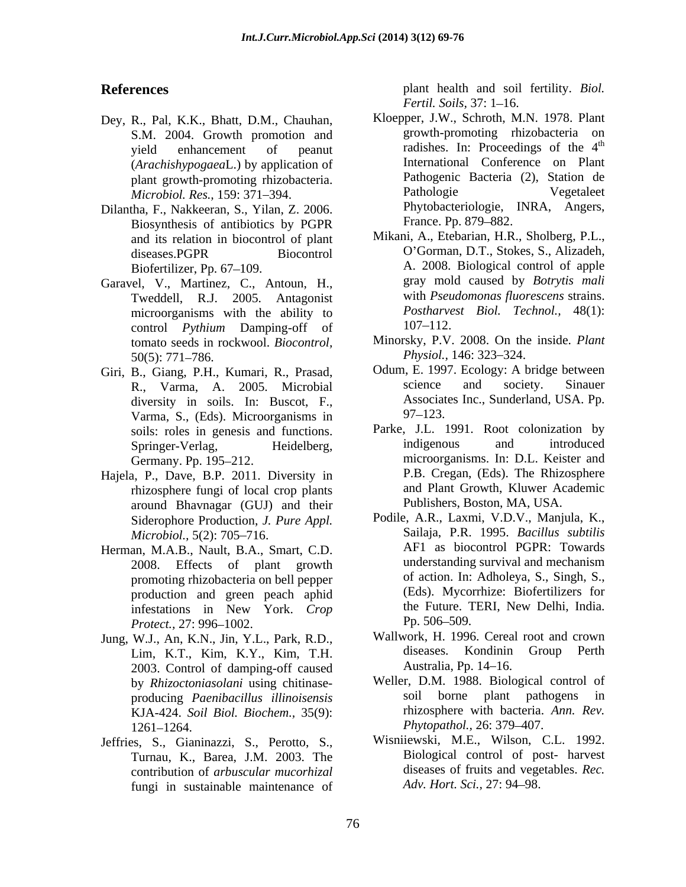## References

Dey, R., Pal, K.K., Bhatt, D.M., Chauhan, S.M. 2004. Growth promotion and yield enhancement of peanut (*ArachishypogaeaL.*) by application of plant growth-promoting rhizobacteria. *Microbiol. Res.,* 159: 371–394.

Dilantha, F., Nakkeeran, S., Yilan, Z. 2006. Biosynthesis of antibiotics by PGPR and its relation in biocontrol of plant diseases.PGPR Biocontrol Biofertilizer, Pp. 67–109.

Garavel, V., Martinez, C., Antoun, H., Tweddell, R.J. 2005. Antagonist microorganisms with the ability to control *Pythium* Damping-off of tomato seeds in rockwool. *Biocontrol,* 50(5): 771–786.

Giri, B., Giang, P.H., Kumari, R., Prasad, R., Varma, A. 2005. Microbial diversity in soils. In: Buscot, F., Varma, S., (Eds). Microorganisms in soils: roles in genesis and functions. Springer-Verlag, Heidelberg, Germany. Pp. 195–212.

Hajela, P., Dave, B.P. 2011. Diversity in rhizosphere fungi of local crop plants around Bhavnagar (GUJ) and their Siderophore Production, *J. Pure Appl. Microbiol.,* 5(2): 705–716.

Herman, M.A.B., Nault, B.A., Smart, C.D. 2008. Effects of plant growth promoting rhizobacteria on bell pepper production and green peach aphid infestations in New York. *Crop Protect.,* 27: 996–1002.

Jung, W.J., An, K.N., Jin, Y.L., Park, R.D., Lim, K.T., Kim, K.Y., Kim, T.H. 2003. Control of damping-off caused by *Rhizoctoniasolani* using chitinase-producing *Paenibacillus illinoisensis* KJA-424. *Soil Biol. Biochem.,* 35(9): 1261–1264.

Jeffries, S., Gianinazzi, S., Perotto, S., Turnau, K., Barea, J.M. 2003. The contribution of *arbuscular mucorhizal* fungi in sustainable maintenance of plant health and soil fertility. *Biol. Fertil. Soils,* 37: 1–16.

Kloepper, J.W., Schroth, M.N. 1978. Plant growth-promoting rhizobacteria on radishes. In: Proceedings of the 4th International Conference on Plant Pathogenic Bacteria (2), Station de Pathologie Vegetaleet Phytobacteriologie, INRA, Angers, France. Pp. 879–882.

Mikani, A., Etebarian, H.R., Sholberg, P.L., O'Gorman, D.T., Stokes, S., Alizadeh, A. 2008. Biological control of apple gray mold caused by *Botrytis mali* with *Pseudomonas fluorescens* strains. *Postharvest Biol. Technol.,* 48(1): 107–112.

Minorsky, P.V. 2008. On the inside. *Plant Physiol.,* 146: 323–324.

Odum, E. 1997. Ecology: A bridge between science and society. Sinauer Associates Inc., Sunderland, USA. Pp. 97–123.

Parke, J.L. 1991. Root colonization by indigenous and introduced microorganisms. In: D.L. Keister and P.B. Cregan, (Eds). The Rhizosphere and Plant Growth, Kluwer Academic Publishers, Boston, MA, USA.

Podile, A.R., Laxmi, V.D.V., Manjula, K., Sailaja, P.R. 1995. *Bacillus subtilis* AF1 as biocontrol PGPR: Towards understanding survival and mechanism of action. In: Adholeya, S., Singh, S., (Eds). Mycorrhize: Biofertilizers for the Future. TERI, New Delhi, India. Pp. 506–509.

Wallwork, H. 1996. Cereal root and crown diseases. Kondinin Group Perth Australia, Pp. 14–16.

Weller, D.M. 1988. Biological control of soil borne plant pathogens in rhizosphere with bacteria. *Ann. Rev. Phytopathol.,* 26: 379–407.

Wisniiewski, M.E., Wilson, C.L. 1992. Biological control of post- harvest diseases of fruits and vegetables. *Rec. Adv. Hort. Sci.,* 27: 94–98.